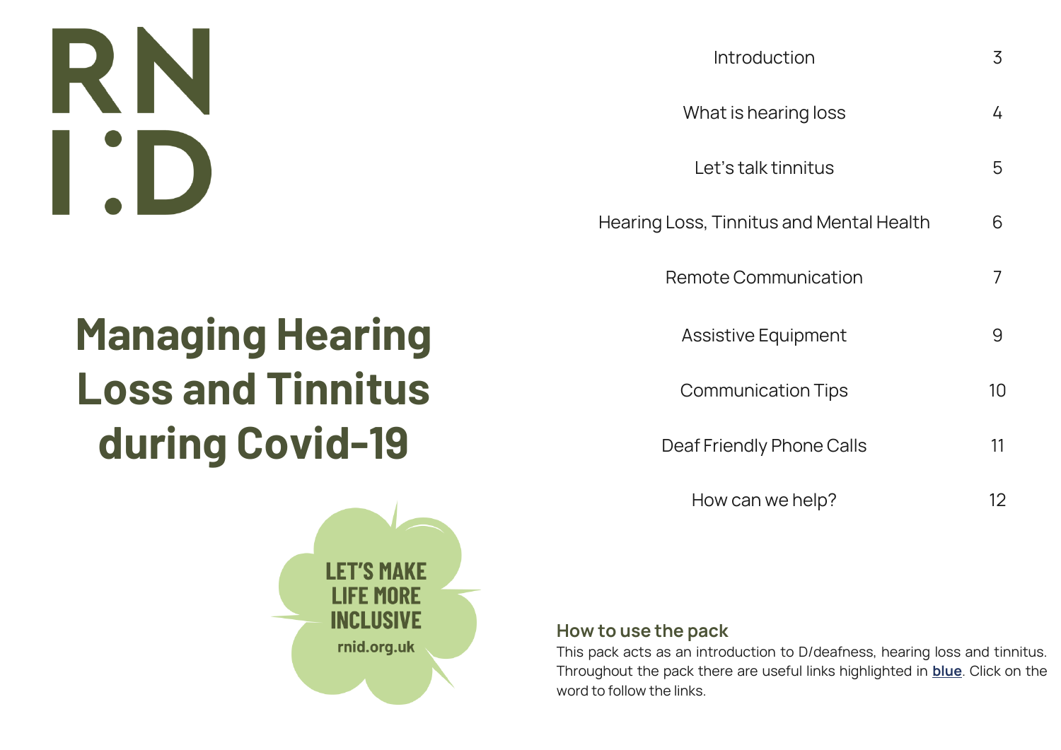RN
I:D

# Managing Hearing Loss and Tinnitus during Covid-19

LET'S MAKE LIFE MORE INCLUSIVE
rnid.org.uk

| | |
|---|---|
| Introduction | 3 |
| What is hearing loss | 4 |
| Let's talk tinnitus | 5 |
| Hearing Loss, Tinnitus and Mental Health | 6 |
| Remote Communication | 7 |
| Assistive Equipment | 9 |
| Communication Tips | 10 |
| Deaf Friendly Phone Calls | 11 |
| How can we help? | 12 |

### How to use the pack

This pack acts as an introduction to D/deafness, hearing loss and tinnitus. Throughout the pack there are useful links highlighted in **blue**. Click on the word to follow the links.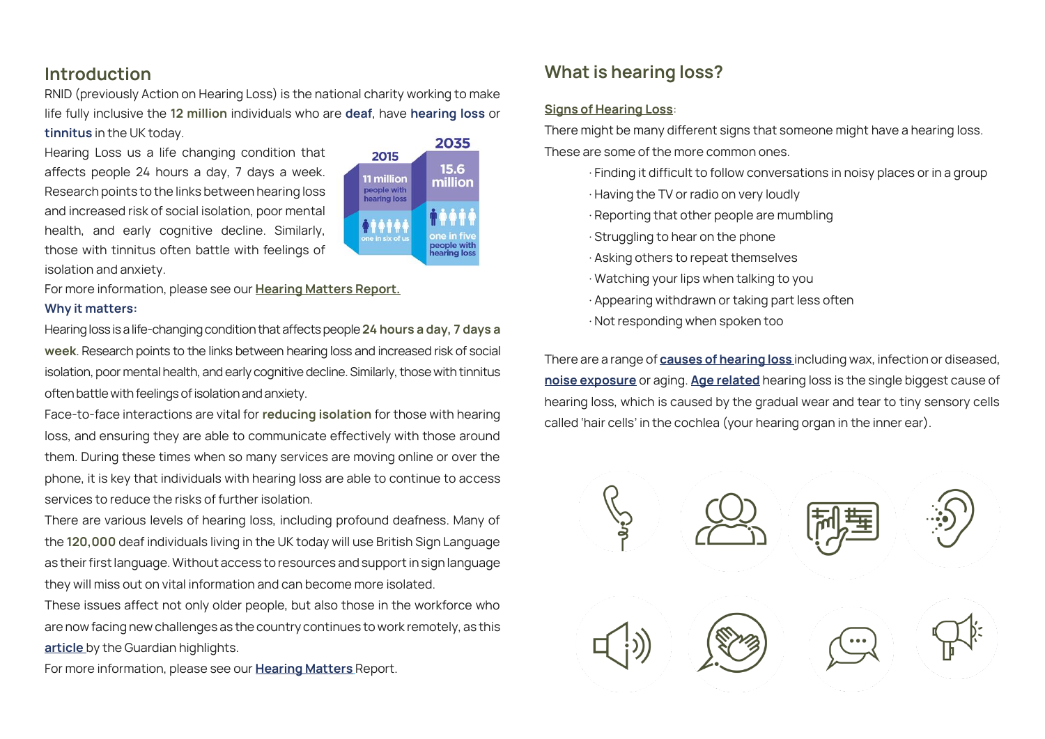## Introduction

RNID (previously Action on Hearing Loss) is the national charity working to make life fully inclusive the **12 million** individuals who are **deaf**, have **hearing loss** or **tinnitus** in the UK today.

Hearing Loss us a life changing condition that affects people 24 hours a day, 7 days a week. Research points to the links between hearing loss and increased risk of social isolation, poor mental health, and early cognitive decline. Similarly, those with tinnitus often battle with feelings of isolation and anxiety.

2015: 11 million people with hearing loss — one in six of us

2035: 15.6 million — one in five people with hearing loss

For more information, please see our **Hearing Matters Report.**

**Why it matters:**

Hearing loss is a life-changing condition that affects people **24 hours a day, 7 days a week**. Research points to the links between hearing loss and increased risk of social isolation, poor mental health, and early cognitive decline. Similarly, those with tinnitus often battle with feelings of isolation and anxiety.

Face-to-face interactions are vital for **reducing isolation** for those with hearing loss, and ensuring they are able to communicate effectively with those around them. During these times when so many services are moving online or over the phone, it is key that individuals with hearing loss are able to continue to access services to reduce the risks of further isolation.

There are various levels of hearing loss, including profound deafness. Many of the **120,000** deaf individuals living in the UK today will use British Sign Language as their first language. Without access to resources and support in sign language they will miss out on vital information and can become more isolated.

These issues affect not only older people, but also those in the workforce who are now facing new challenges as the country continues to work remotely, as this **article** by the Guardian highlights.

For more information, please see our **Hearing Matters** Report.

## What is hearing loss?

**Signs of Hearing Loss**:

There might be many different signs that someone might have a hearing loss. These are some of the more common ones.

- Finding it difficult to follow conversations in noisy places or in a group
- Having the TV or radio on very loudly
- Reporting that other people are mumbling
- Struggling to hear on the phone
- Asking others to repeat themselves
- Watching your lips when talking to you
- Appearing withdrawn or taking part less often
- Not responding when spoken too

There are a range of **causes of hearing loss** including wax, infection or diseased, **noise exposure** or aging. **Age related** hearing loss is the single biggest cause of hearing loss, which is caused by the gradual wear and tear to tiny sensory cells called 'hair cells' in the cochlea (your hearing organ in the inner ear).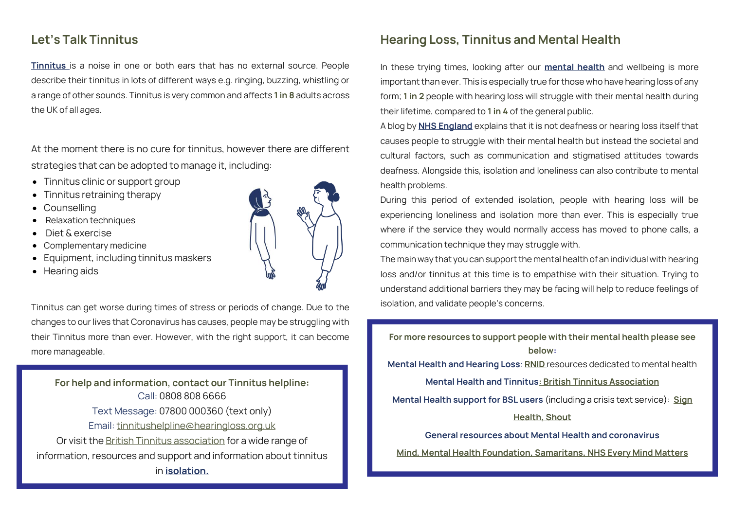## Let's Talk Tinnitus

**Tinnitus** is a noise in one or both ears that has no external source. People describe their tinnitus in lots of different ways e.g. ringing, buzzing, whistling or a range of other sounds. Tinnitus is very common and affects **1 in 8** adults across the UK of all ages.

At the moment there is no cure for tinnitus, however there are different strategies that can be adopted to manage it, including:

- Tinnitus clinic or support group
- Tinnitus retraining therapy
- Counselling
- Relaxation techniques
- Diet & exercise
- Complementary medicine
- Equipment, including tinnitus maskers
- Hearing aids

Tinnitus can get worse during times of stress or periods of change. Due to the changes to our lives that Coronavirus has causes, people may be struggling with their Tinnitus more than ever. However, with the right support, it can become more manageable.

**For help and information, contact our Tinnitus helpline:**
Call: 0808 808 6666
Text Message: 07800 000360 (text only)
Email: tinnitushelpline@hearingloss.org.uk
Or visit the British Tinnitus association for a wide range of information, resources and support and information about tinnitus in **isolation.**

## Hearing Loss, Tinnitus and Mental Health

In these trying times, looking after our **mental health** and wellbeing is more important than ever. This is especially true for those who have hearing loss of any form; **1 in 2** people with hearing loss will struggle with their mental health during their lifetime, compared to **1 in 4** of the general public.

A blog by **NHS England** explains that it is not deafness or hearing loss itself that causes people to struggle with their mental health but instead the societal and cultural factors, such as communication and stigmatised attitudes towards deafness. Alongside this, isolation and loneliness can also contribute to mental health problems.

During this period of extended isolation, people with hearing loss will be experiencing loneliness and isolation more than ever. This is especially true where if the service they would normally access has moved to phone calls, a communication technique they may struggle with.

The main way that you can support the mental health of an individual with hearing loss and/or tinnitus at this time is to empathise with their situation. Trying to understand additional barriers they may be facing will help to reduce feelings of isolation, and validate people's concerns.

**For more resources to support people with their mental health please see below:**

**Mental Health and Hearing Loss**: **RNID** resources dedicated to mental health

**Mental Health and Tinnitus: British Tinnitus Association**

**Mental Health support for BSL users** (including a crisis text service): **Sign Health, Shout**

**General resources about Mental Health and coronavirus**

**Mind, Mental Health Foundation, Samaritans, NHS Every Mind Matters**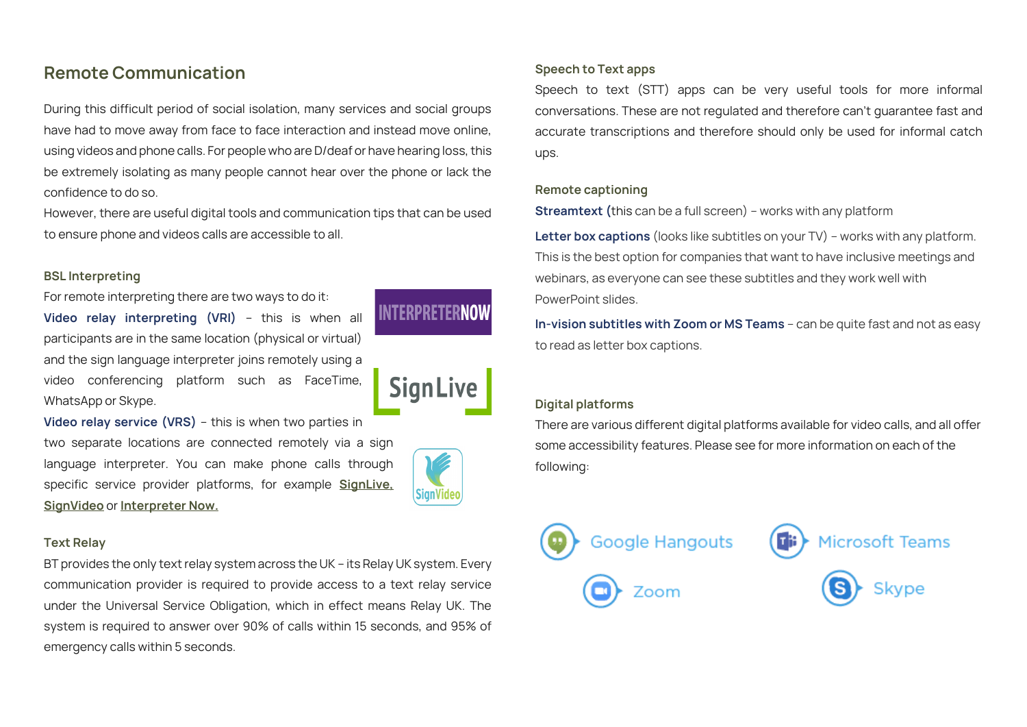## Remote Communication

During this difficult period of social isolation, many services and social groups have had to move away from face to face interaction and instead move online, using videos and phone calls. For people who are D/deaf or have hearing loss, this be extremely isolating as many people cannot hear over the phone or lack the confidence to do so.

However, there are useful digital tools and communication tips that can be used to ensure phone and videos calls are accessible to all.

### BSL Interpreting

For remote interpreting there are two ways to do it:

**Video relay interpreting (VRI)** – this is when all participants are in the same location (physical or virtual) and the sign language interpreter joins remotely using a video conferencing platform such as FaceTime, WhatsApp or Skype.

**Video relay service (VRS)** – this is when two parties in two separate locations are connected remotely via a sign language interpreter. You can make phone calls through specific service provider platforms, for example **SignLive, SignVideo** or **Interpreter Now.**

### Text Relay

BT provides the only text relay system across the UK – its Relay UK system. Every communication provider is required to provide access to a text relay service under the Universal Service Obligation, which in effect means Relay UK. The system is required to answer over 90% of calls within 15 seconds, and 95% of emergency calls within 5 seconds.

### Speech to Text apps

Speech to text (STT) apps can be very useful tools for more informal conversations. These are not regulated and therefore can't guarantee fast and accurate transcriptions and therefore should only be used for informal catch ups.

### Remote captioning

**Streamtext (**this can be a full screen) – works with any platform

**Letter box captions** (looks like subtitles on your TV) – works with any platform. This is the best option for companies that want to have inclusive meetings and webinars, as everyone can see these subtitles and they work well with PowerPoint slides.

**In-vision subtitles with Zoom or MS Teams** – can be quite fast and not as easy to read as letter box captions.

### Digital platforms

There are various different digital platforms available for video calls, and all offer some accessibility features. Please see for more information on each of the following:

Google Hangouts

Microsoft Teams

Zoom

Skype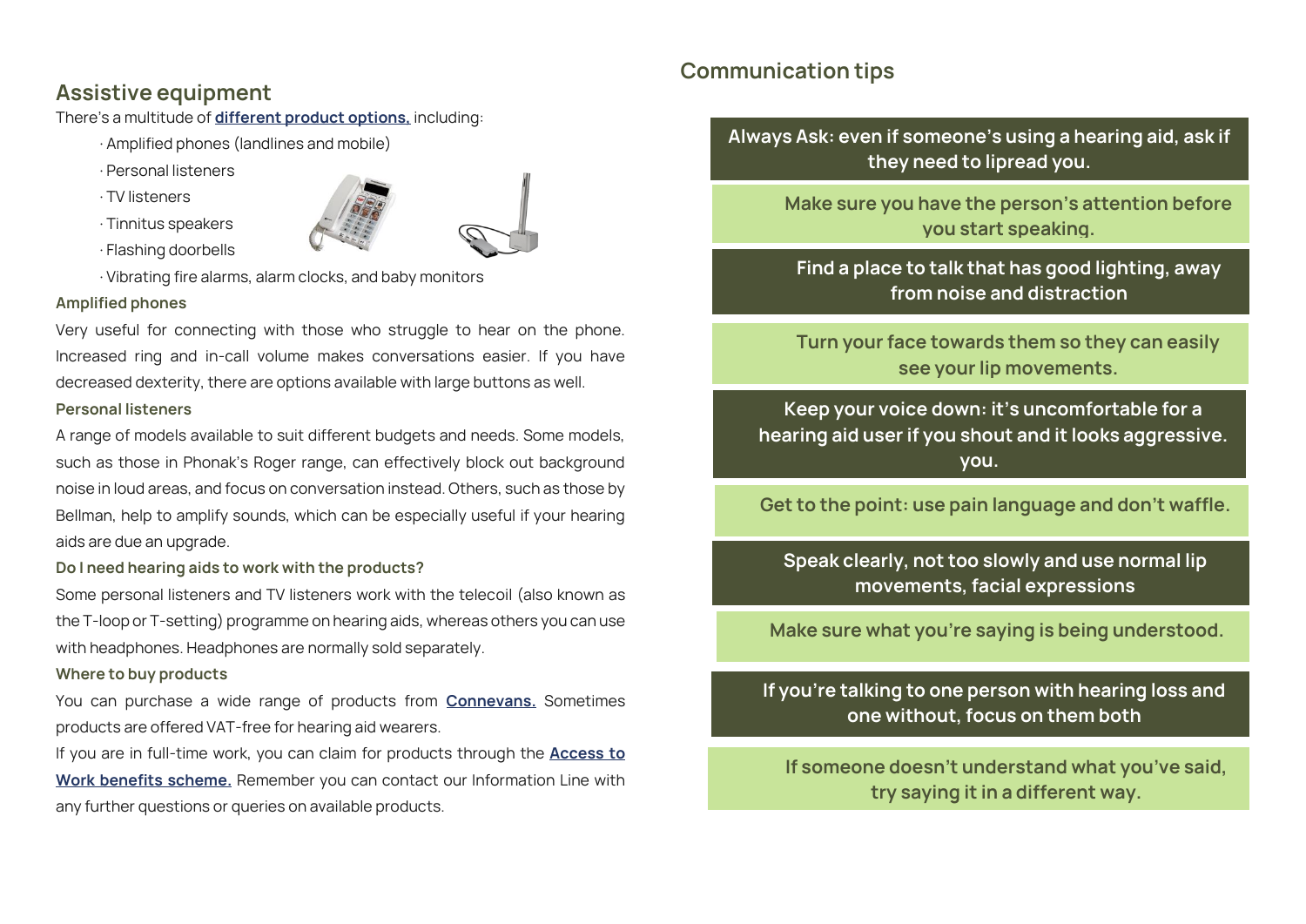## Assistive equipment

There's a multitude of **different product options,** including:

- Amplified phones (landlines and mobile)
- Personal listeners
- TV listeners
- Tinnitus speakers
- Flashing doorbells
- Vibrating fire alarms, alarm clocks, and baby monitors

### Amplified phones

Very useful for connecting with those who struggle to hear on the phone. Increased ring and in-call volume makes conversations easier. If you have decreased dexterity, there are options available with large buttons as well.

### Personal listeners

A range of models available to suit different budgets and needs. Some models, such as those in Phonak's Roger range, can effectively block out background noise in loud areas, and focus on conversation instead. Others, such as those by Bellman, help to amplify sounds, which can be especially useful if your hearing aids are due an upgrade.

### Do I need hearing aids to work with the products?

Some personal listeners and TV listeners work with the telecoil (also known as the T-loop or T-setting) programme on hearing aids, whereas others you can use with headphones. Headphones are normally sold separately.

### Where to buy products

You can purchase a wide range of products from **Connevans.** Sometimes products are offered VAT-free for hearing aid wearers.

If you are in full-time work, you can claim for products through the **Access to Work benefits scheme.** Remember you can contact our Information Line with any further questions or queries on available products.

## Communication tips

**Always Ask: even if someone's using a hearing aid, ask if they need to lipread you.**

**Make sure you have the person's attention before you start speaking.**

**Find a place to talk that has good lighting, away from noise and distraction**

**Turn your face towards them so they can easily see your lip movements.**

**Keep your voice down: it's uncomfortable for a hearing aid user if you shout and it looks aggressive. you.**

**Get to the point: use pain language and don't waffle.**

**Speak clearly, not too slowly and use normal lip movements, facial expressions**

**Make sure what you're saying is being understood.**

**If you're talking to one person with hearing loss and one without, focus on them both**

**If someone doesn't understand what you've said, try saying it in a different way.**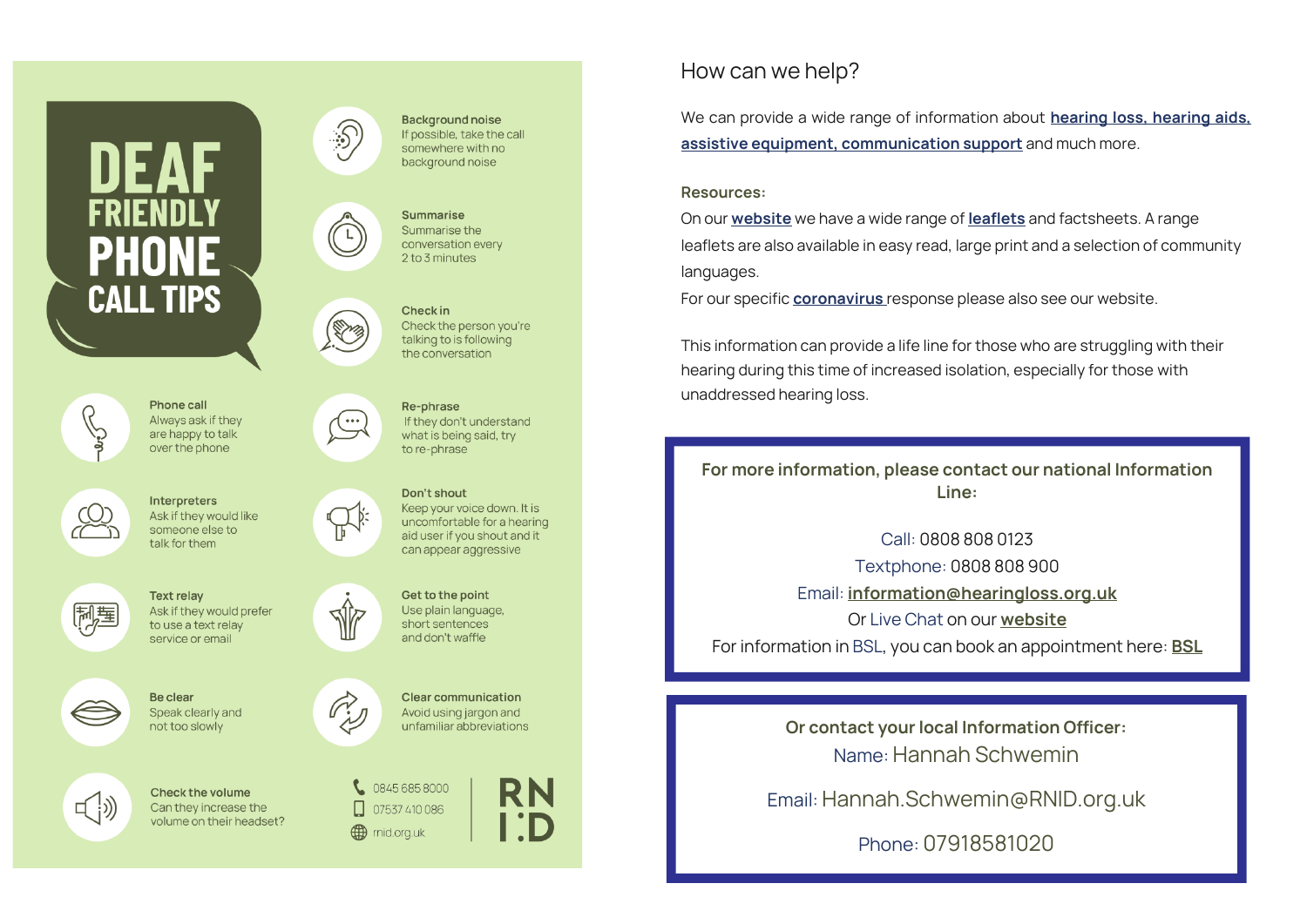# DEAF FRIENDLY PHONE CALL TIPS

**Phone call**
Always ask if they are happy to talk over the phone

**Interpreters**
Ask if they would like someone else to talk for them

**Text relay**
Ask if they would prefer to use a text relay service or email

**Be clear**
Speak clearly and not too slowly

**Check the volume**
Can they increase the volume on their headset?

**Background noise**
If possible, take the call somewhere with no background noise

**Summarise**
Summarise the conversation every 2 to 3 minutes

**Check in**
Check the person you're talking to is following the conversation

**Re-phrase**
If they don't understand what is being said, try to re-phrase

**Don't shout**
Keep your voice down. It is uncomfortable for a hearing aid user if you shout and it can appear aggressive

**Get to the point**
Use plain language, short sentences and don't waffle

**Clear communication**
Avoid using jargon and unfamiliar abbreviations

0845 685 8000
07537 410 086
rnid.org.uk

RNID

## How can we help?

We can provide a wide range of information about **hearing loss, hearing aids, assistive equipment, communication support** and much more.

**Resources:**

On our **website** we have a wide range of **leaflets** and factsheets. A range leaflets are also available in easy read, large print and a selection of community languages.

For our specific **coronavirus** response please also see our website.

This information can provide a life line for those who are struggling with their hearing during this time of increased isolation, especially for those with unaddressed hearing loss.

**For more information, please contact our national Information Line:**

Call: 0808 808 0123
Textphone: 0808 808 900
Email: **information@hearingloss.org.uk**
Or Live Chat on our **website**
For information in BSL, you can book an appointment here: **BSL**

**Or contact your local Information Officer:**

Name: Hannah Schwemin

Email: Hannah.Schwemin@RNID.org.uk

Phone: 07918581020